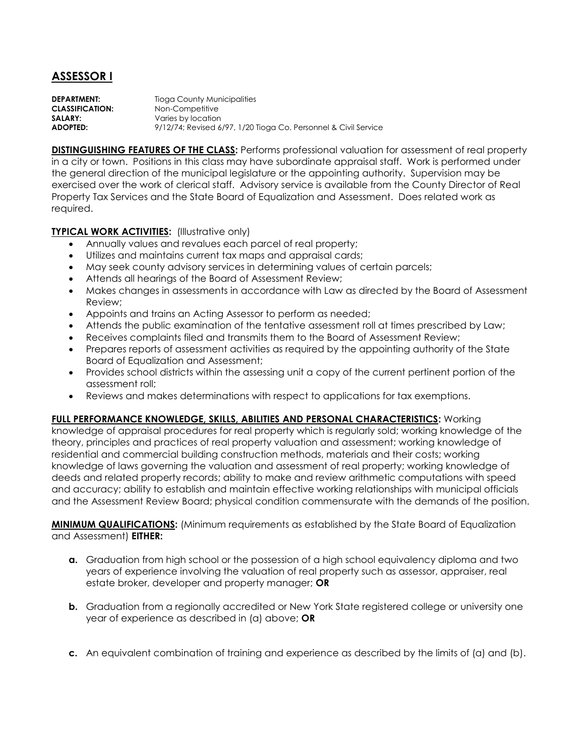# ASSESSOR I

**DEPARTMENT:** Tioga County Municipalities
**CLASSIFICATION:** Non-Competitive
**SALARY:** Varies by location
**ADOPTED:** 9/12/74; Revised 6/97, 1/20 Tioga Co. Personnel & Civil Service

**DISTINGUISHING FEATURES OF THE CLASS:** Performs professional valuation for assessment of real property in a city or town. Positions in this class may have subordinate appraisal staff. Work is performed under the general direction of the municipal legislature or the appointing authority. Supervision may be exercised over the work of clerical staff. Advisory service is available from the County Director of Real Property Tax Services and the State Board of Equalization and Assessment. Does related work as required.

**TYPICAL WORK ACTIVITIES:** (Illustrative only)

- Annually values and revalues each parcel of real property;
- Utilizes and maintains current tax maps and appraisal cards;
- May seek county advisory services in determining values of certain parcels;
- Attends all hearings of the Board of Assessment Review;
- Makes changes in assessments in accordance with Law as directed by the Board of Assessment Review;
- Appoints and trains an Acting Assessor to perform as needed;
- Attends the public examination of the tentative assessment roll at times prescribed by Law;
- Receives complaints filed and transmits them to the Board of Assessment Review;
- Prepares reports of assessment activities as required by the appointing authority of the State Board of Equalization and Assessment;
- Provides school districts within the assessing unit a copy of the current pertinent portion of the assessment roll;
- Reviews and makes determinations with respect to applications for tax exemptions.

**FULL PERFORMANCE KNOWLEDGE, SKILLS, ABILITIES AND PERSONAL CHARACTERISTICS:** Working knowledge of appraisal procedures for real property which is regularly sold; working knowledge of the theory, principles and practices of real property valuation and assessment; working knowledge of residential and commercial building construction methods, materials and their costs; working knowledge of laws governing the valuation and assessment of real property; working knowledge of deeds and related property records; ability to make and review arithmetic computations with speed and accuracy; ability to establish and maintain effective working relationships with municipal officials and the Assessment Review Board; physical condition commensurate with the demands of the position.

**MINIMUM QUALIFICATIONS:** (Minimum requirements as established by the State Board of Equalization and Assessment) **EITHER:**

**a.** Graduation from high school or the possession of a high school equivalency diploma and two years of experience involving the valuation of real property such as assessor, appraiser, real estate broker, developer and property manager; **OR**

**b.** Graduation from a regionally accredited or New York State registered college or university one year of experience as described in (a) above; **OR**

**c.** An equivalent combination of training and experience as described by the limits of (a) and (b).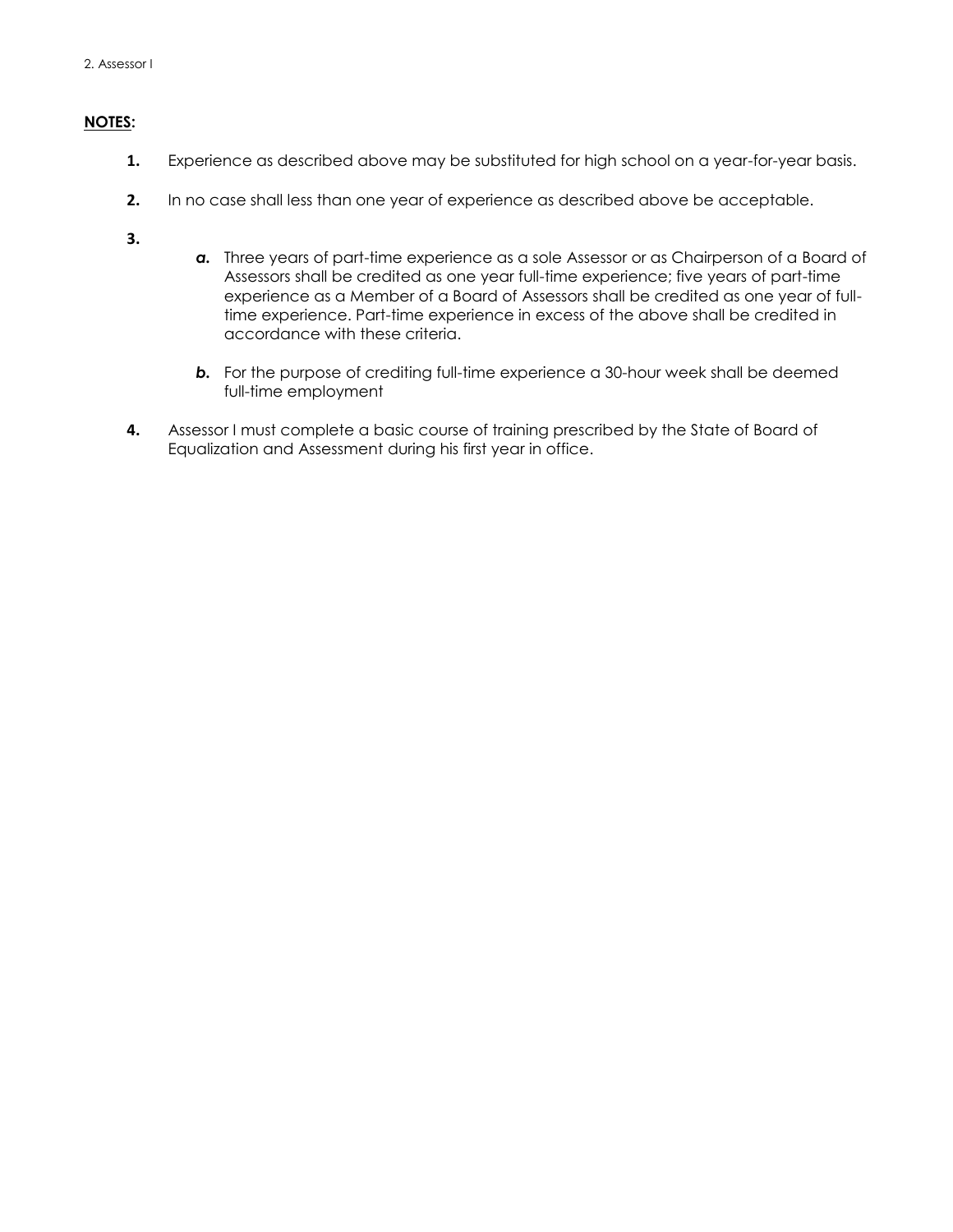**NOTES:**

1. Experience as described above may be substituted for high school on a year-for-year basis.

2. In no case shall less than one year of experience as described above be acceptable.

3. 
   - ***a.*** Three years of part-time experience as a sole Assessor or as Chairperson of a Board of Assessors shall be credited as one year full-time experience; five years of part-time experience as a Member of a Board of Assessors shall be credited as one year of full-time experience. Part-time experience in excess of the above shall be credited in accordance with these criteria.

   - ***b.*** For the purpose of crediting full-time experience a 30-hour week shall be deemed full-time employment

4. Assessor I must complete a basic course of training prescribed by the State of Board of Equalization and Assessment during his first year in office.